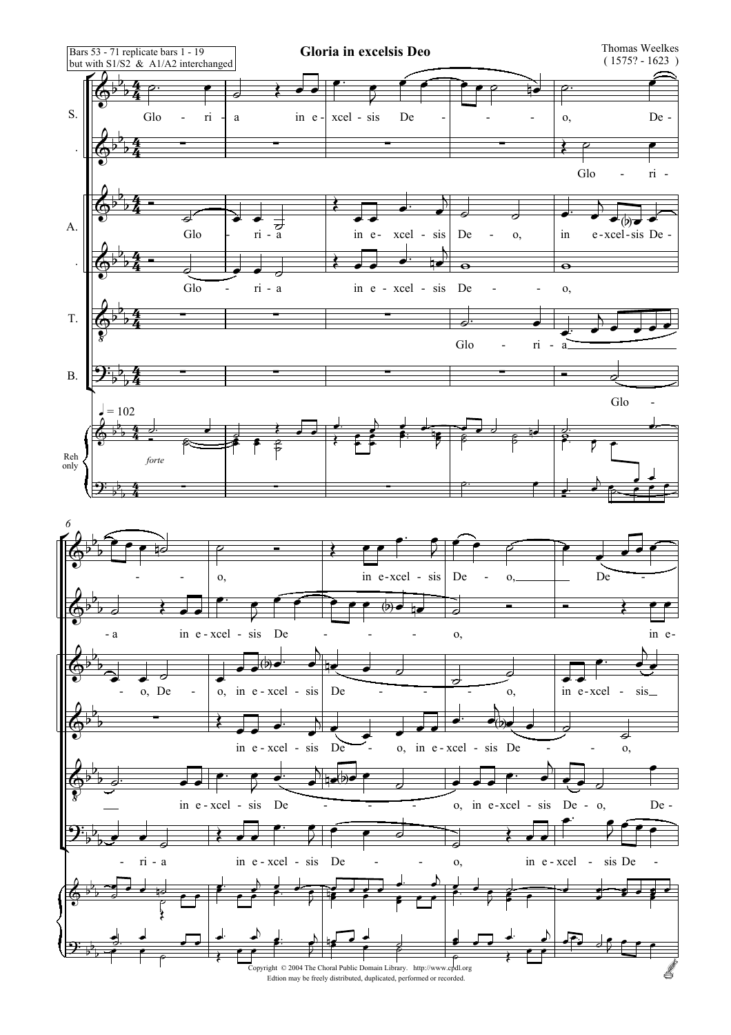Bars 53 - 71 replicate bars 1 - 19 but with S1/S2 & A1/A2 interchanged

# Gloria in excelsis Deo

Thomas Weelkes
( 1575? - 1623 )

S. Glo - ri - a in e - xcel - sis De - o, De -

Glo - ri - a in e - xcel - sis De - o, in e-

A. Glo - ri - a in e- xcel - sis De - o, in e - xcel - sis De - o, De - o, in e - xcel - sis De - o, in e - xcel - sis

Glo - ri - a in e - xcel - sis De - o, in e - xcel - sis De - o, in e - xcel - sis De - o,

T. Glo - ri - a in e - xcel - sis De - o, in e - xcel - sis De - o, De -

B. Glo - ri - a in e - xcel - sis De - o, in e - xcel - sis De -

♩ = 102

*forte*

Reh only

Copyright © 2004 The Choral Public Domain Library. http://www.cpdl.org
Edition may be freely distributed, duplicated, performed or recorded.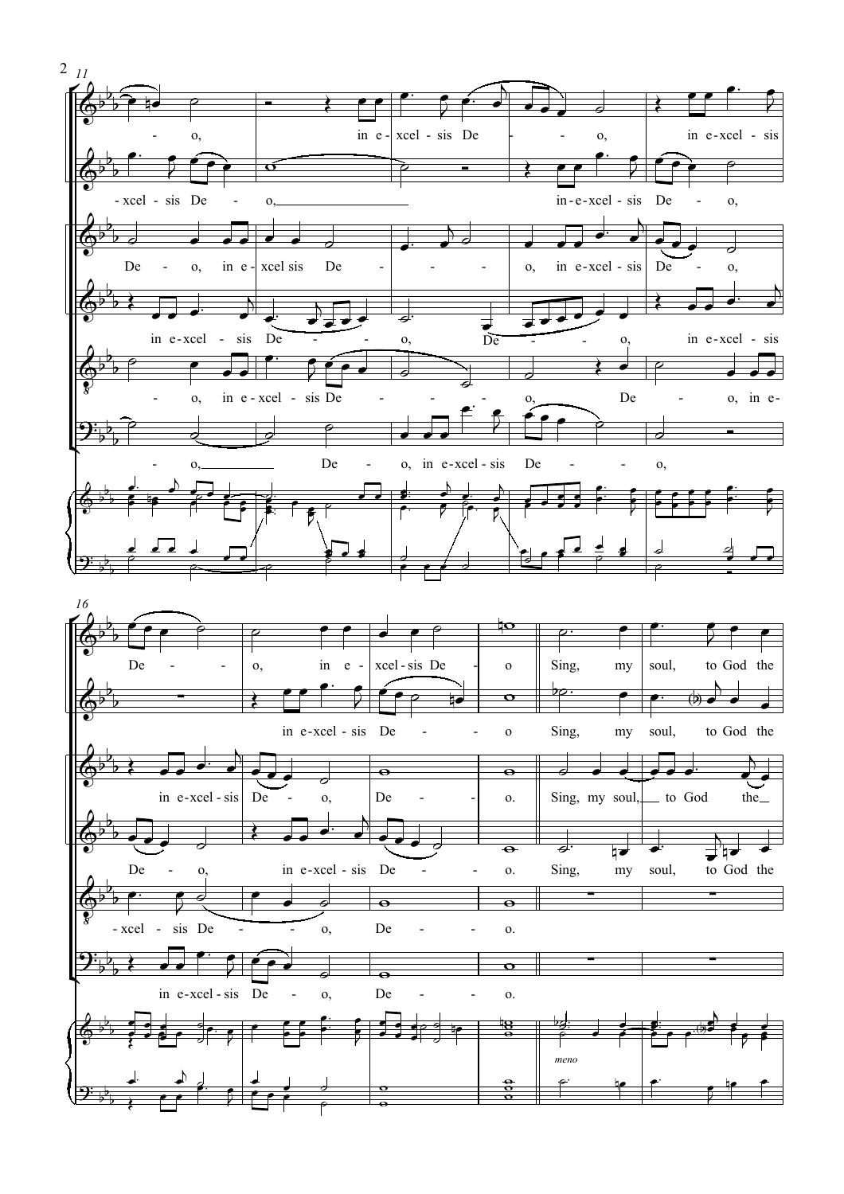11

- o, in e - xcel - sis De - - o, in e - xcel - sis

- xcel - sis De - o, in - e - xcel - sis De - o,

De - o, in e - xcel sis De - - - o, in e - xcel - sis De - o,

in e - xcel - sis De - - o, De - - o, in e - xcel - sis

- o, in e - xcel - sis De - - - o, De - o, in e-

- o, De - o, in e - xcel - sis De - - o,

16

De - o, in e - xcel - sis De - o Sing, my soul, to God the

in e - xcel - sis De - o Sing, my soul, to God the

in e - xcel - sis De - o, De - o. Sing, my soul, to God the

De - o, in e - xcel - sis De - o. Sing, my soul, to God the

- xcel - sis De - o, De - o.

in e - xcel - sis De - o, De - o.

*meno*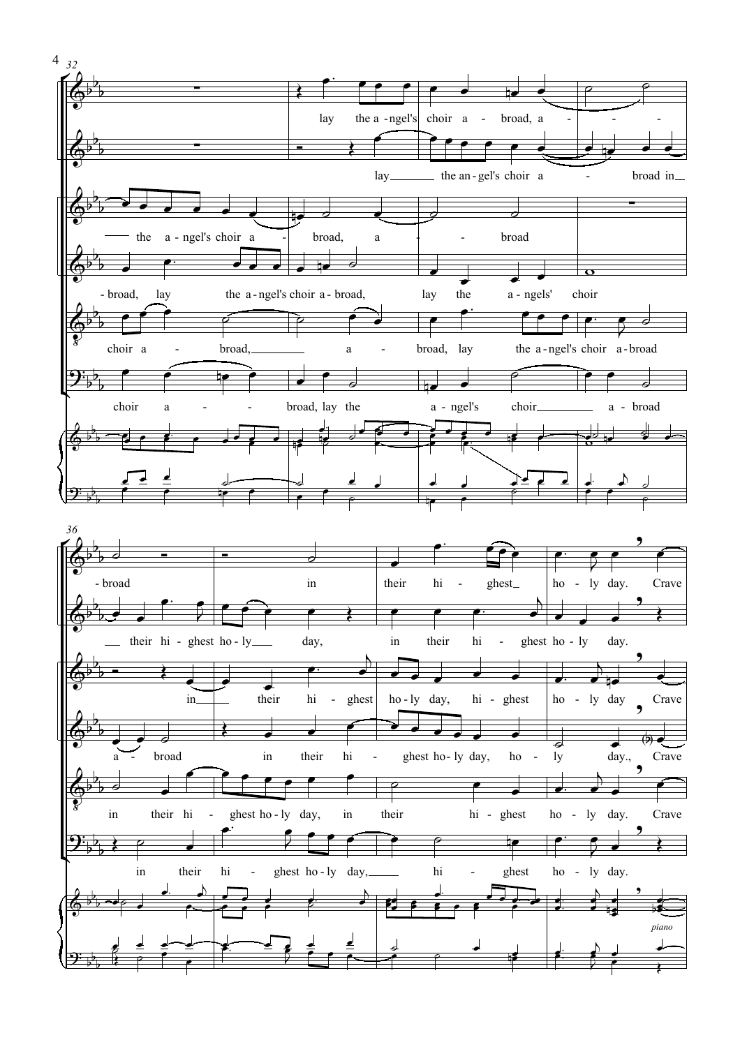32

lay the a - ngel's choir a - broad, a - - -

lay___ the an - gel's choir a - broad in__

__ the a - ngel's choir a - broad, a - - broad

- broad, lay the a - ngel's choir a - broad, lay the a - ngels' choir

choir a - broad,___ a - broad, lay the a - ngel's choir a - broad

choir a - - - broad, lay the a - ngel's choir___ a - broad

36

- broad in their hi - ghest_ ho - ly day. Crave

__ their hi - ghest ho - ly___ day, in their hi - ghest ho - ly day.

in___ their hi - ghest ho - ly day, hi - ghest ho - ly day Crave

a - broad in their hi - ghest ho - ly day, ho - ly day., Crave

in their hi - ghest ho - ly day, in their hi - ghest ho - ly day. Crave

in their hi - ghest ho - ly day,___ hi - ghest ho - ly day.

*piano*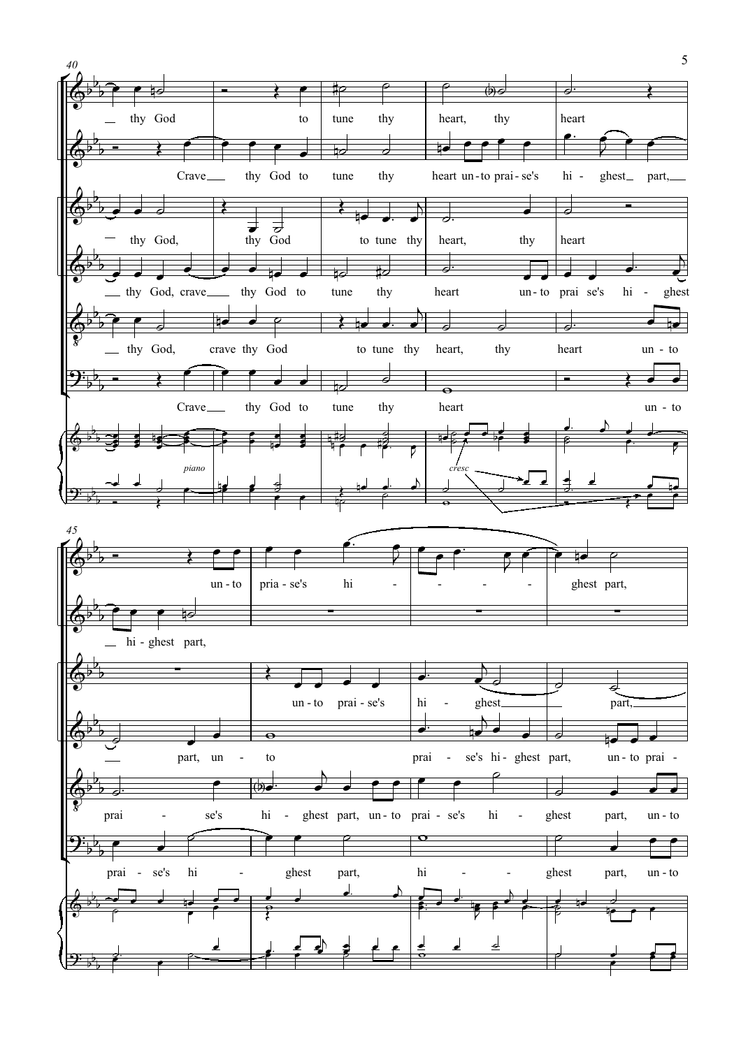thy God to tune thy heart, thy heart

Crave thy God to tune thy heart un-to prai-se's hi - ghest part,

thy God, thy God to tune thy heart, thy heart

thy God, crave thy God to tune thy heart un-to prai se's hi - ghest

thy God, crave thy God to tune thy heart, thy heart un-to

Crave thy God to tune thy heart un-to

*piano*

*cresc*

un-to pria-se's hi - - - - ghest part,

hi-ghest part,

un-to prai-se's hi - ghest part,

part, un - to prai - se's hi-ghest part, un-to prai -

prai - se's hi - ghest part, un-to prai-se's hi - ghest part, un-to

prai-se's hi - ghest part, hi - - - ghest part, un-to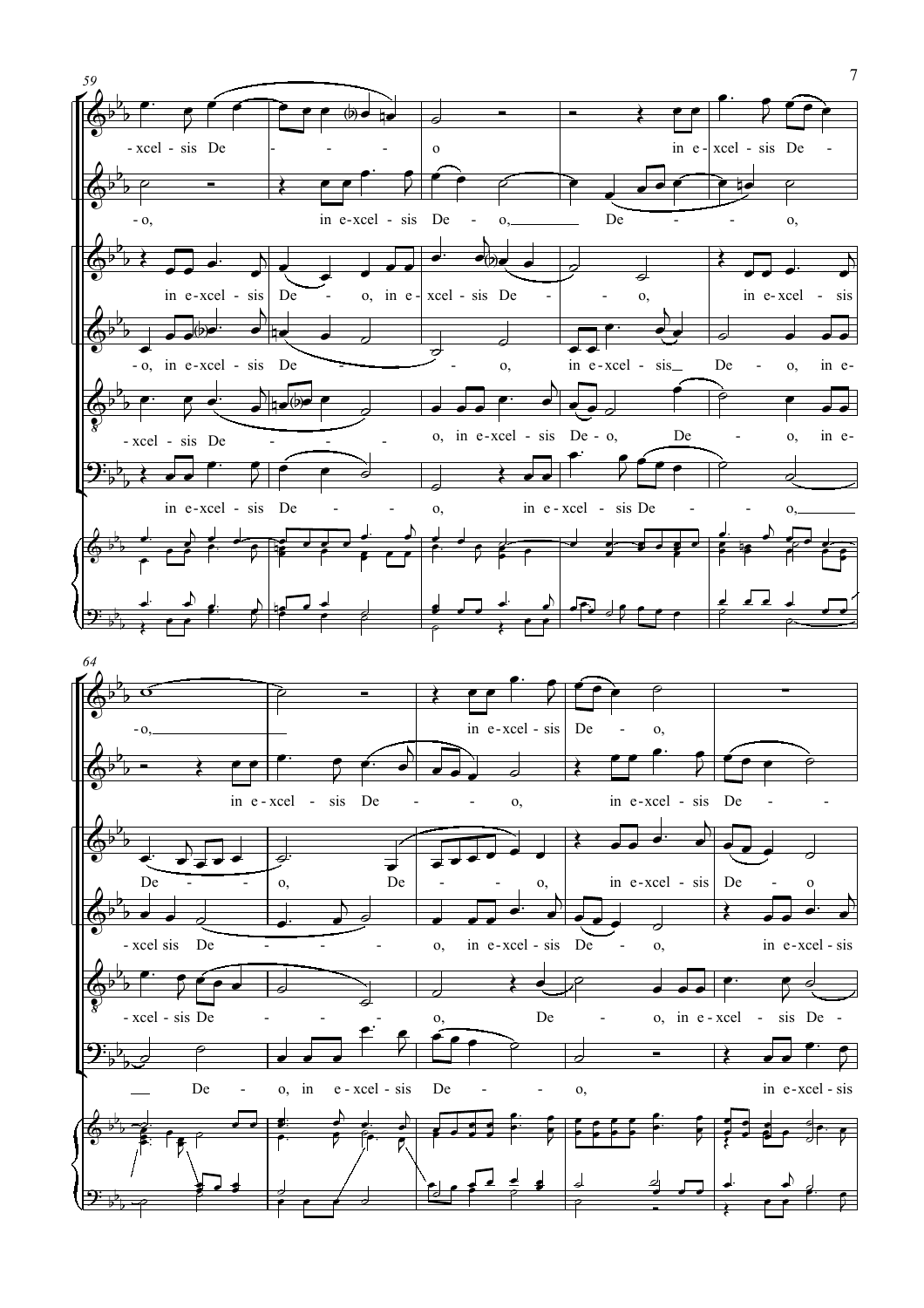59

- xcel - sis De - - - - o in e - xcel - sis De -

- o, in e - xcel - sis De - o, De - - - o,

in e - xcel - sis De - o, in e - xcel - sis De - - o, in e - xcel - sis

- o, in e - xcel - sis De - - o, in e - xcel - sis De - o, in e-

- xcel - sis De - - - o, in e - xcel - sis De - o, De - o, in e-

in e - xcel - sis De - - - o, in e - xcel - sis De - - - o,

64

- o, in e - xcel - sis De - o,

in e - xcel - sis De - - - o, in e - xcel - sis De - - -

De - - - o, De - - - o, in e - xcel - sis De - o

- xcel sis De - - - - o, in e - xcel - sis De - o, in e - xcel - sis

- xcel - sis De - - - - o, De - o, in e - xcel - sis De -

De - o, in e - xcel - sis De - - - o, in e - xcel - sis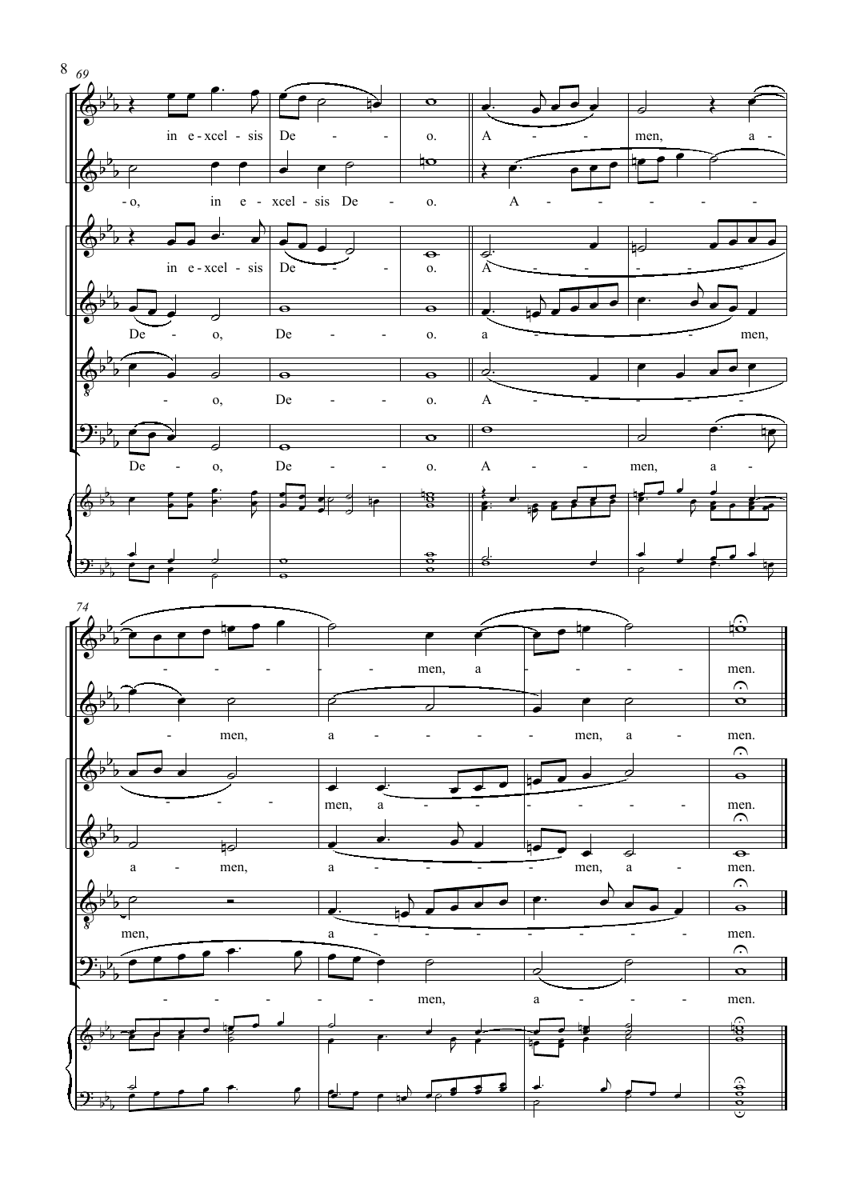69

in e-xcel-sis De - - - o. A - - - men, a-

-o, in e-xcel-sis De - o. A - - - - - -

in e-xcel-sis De - - o. A - - - - - -

De - o, De - - o. a - - men,

- o, De - - o. A - - - - - -

De - o, De - - o. A - - men, a-

74

- - - - - men, a - - - - men.

- men, a - - - - men, a - men.

- - - men, a - - - - - men.

a - men, a - - - - men, a - men.

men, a - - - - - - - men.

- - - - - - men, a - - - men.